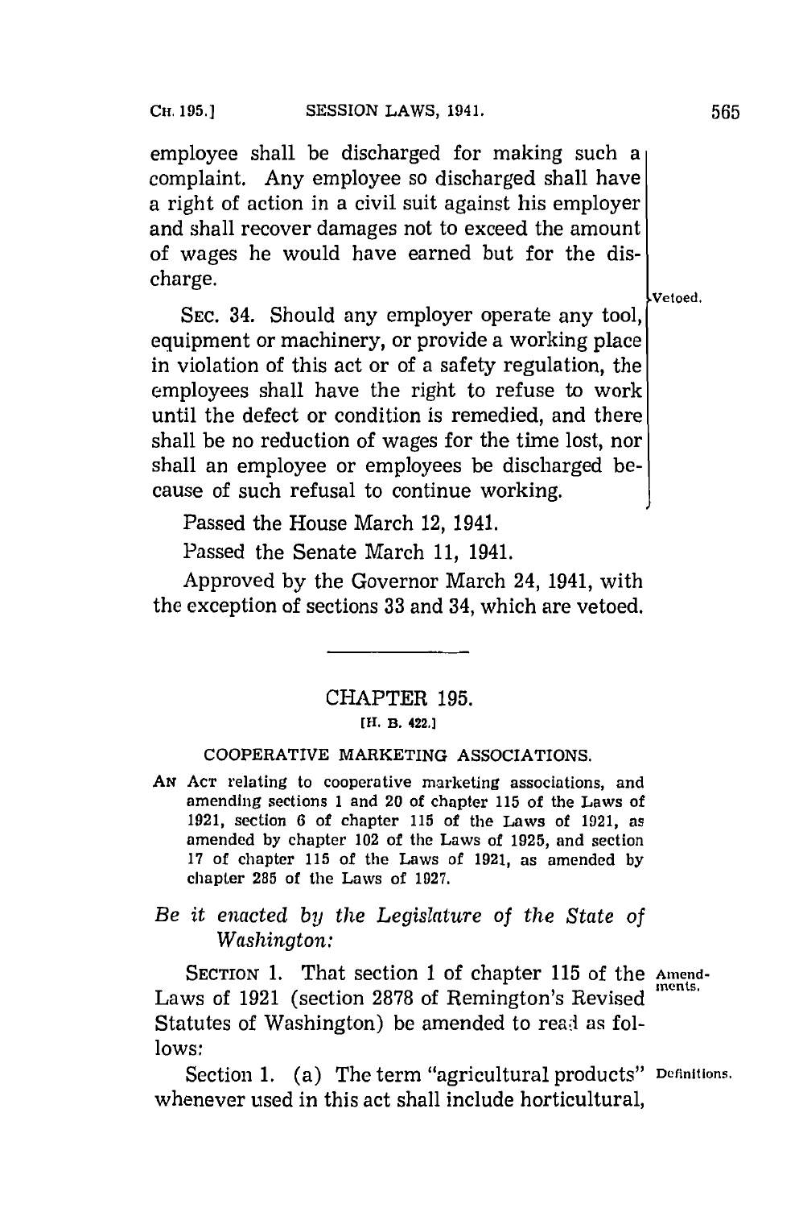employee shall be discharged for making such a complaint. Any employee so discharged shall have a right of action in a civil suit against his employer and shall recover damages not to exceed the amount of wages he would have earned but for the discharge.

Vetoed.

SEC. 34. Should any employer operate any tool, equipment or machinery, or provide a working place in violation of this act or of a safety regulation, the employees shall have the right to refuse to work until the defect or condition is remedied, and there shall be no reduction of wages for the time lost, nor shall an employee or employees be discharged because of such refusal to continue working.

Passed the House March 12, 1941.

Passed the Senate March 11, 1941.

Approved by the Governor March 24, 1941, with the exception of sections 33 and 34, which are vetoed.

---

## CHAPTER 195.

[H. B. 422.]

### COOPERATIVE MARKETING ASSOCIATIONS.

AN ACT relating to cooperative marketing associations, and amending sections 1 and 20 of chapter 115 of the Laws of 1921, section 6 of chapter 115 of the Laws of 1921, as amended by chapter 102 of the Laws of 1925, and section 17 of chapter 115 of the Laws of 1921, as amended by chapter 285 of the Laws of 1927.

*Be it enacted by the Legislature of the State of Washington:*

Amendments.

SECTION 1. That section 1 of chapter 115 of the Laws of 1921 (section 2878 of Remington's Revised Statutes of Washington) be amended to read as follows:

Definitions.

Section 1. (a) The term "agricultural products" whenever used in this act shall include horticultural,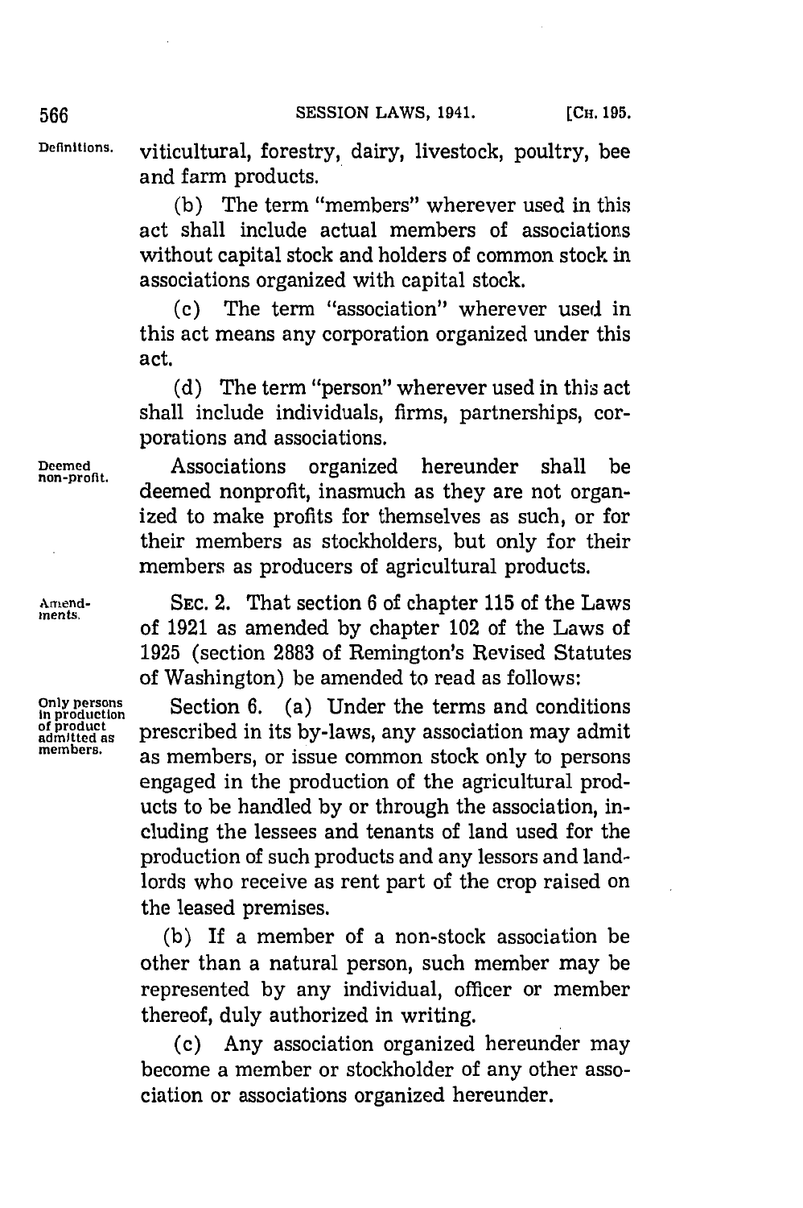Definitions. viticultural, forestry, dairy, livestock, poultry, bee and farm products.

(b) The term "members" wherever used in this act shall include actual members of associations without capital stock and holders of common stock in associations organized with capital stock.

(c) The term "association" wherever used in this act means any corporation organized under this act.

(d) The term "person" wherever used in this act shall include individuals, firms, partnerships, corporations and associations.

Deemed non-profit. Associations organized hereunder shall be deemed nonprofit, inasmuch as they are not organized to make profits for themselves as such, or for their members as stockholders, but only for their members as producers of agricultural products.

Amendments. SEC. 2. That section 6 of chapter 115 of the Laws of 1921 as amended by chapter 102 of the Laws of 1925 (section 2883 of Remington's Revised Statutes of Washington) be amended to read as follows:

Only persons in production of product admitted as members. Section 6. (a) Under the terms and conditions prescribed in its by-laws, any association may admit as members, or issue common stock only to persons engaged in the production of the agricultural products to be handled by or through the association, including the lessees and tenants of land used for the production of such products and any lessors and landlords who receive as rent part of the crop raised on the leased premises.

(b) If a member of a non-stock association be other than a natural person, such member may be represented by any individual, officer or member thereof, duly authorized in writing.

(c) Any association organized hereunder may become a member or stockholder of any other association or associations organized hereunder.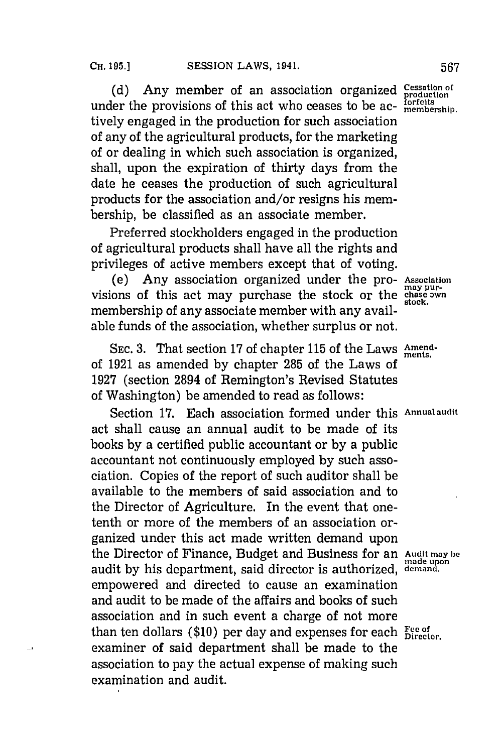(d) Any member of an association organized under the provisions of this act who ceases to be actively engaged in the production for such association of any of the agricultural products, for the marketing of or dealing in which such association is organized, shall, upon the expiration of thirty days from the date he ceases the production of such agricultural products for the association and/or resigns his membership, be classified as an associate member.

Cessation of production forfeits membership.

Preferred stockholders engaged in the production of agricultural products shall have all the rights and privileges of active members except that of voting.

(e) Any association organized under the provisions of this act may purchase the stock or the membership of any associate member with any available funds of the association, whether surplus or not.

Association may purchase own stock.

SEC. 3. That section 17 of chapter 115 of the Laws of 1921 as amended by chapter 285 of the Laws of 1927 (section 2894 of Remington's Revised Statutes of Washington) be amended to read as follows:

Amendments.

Section 17. Each association formed under this act shall cause an annual audit to be made of its books by a certified public accountant or by a public accountant not continuously employed by such association. Copies of the report of such auditor shall be available to the members of said association and to the Director of Agriculture. In the event that one-tenth or more of the members of an association organized under this act made written demand upon the Director of Finance, Budget and Business for an audit by his department, said director is authorized, empowered and directed to cause an examination and audit to be made of the affairs and books of such association and in such event a charge of not more than ten dollars ($10) per day and expenses for each examiner of said department shall be made to the association to pay the actual expense of making such examination and audit.

Annual audit

Audit may be made upon demand.

Fee of Director.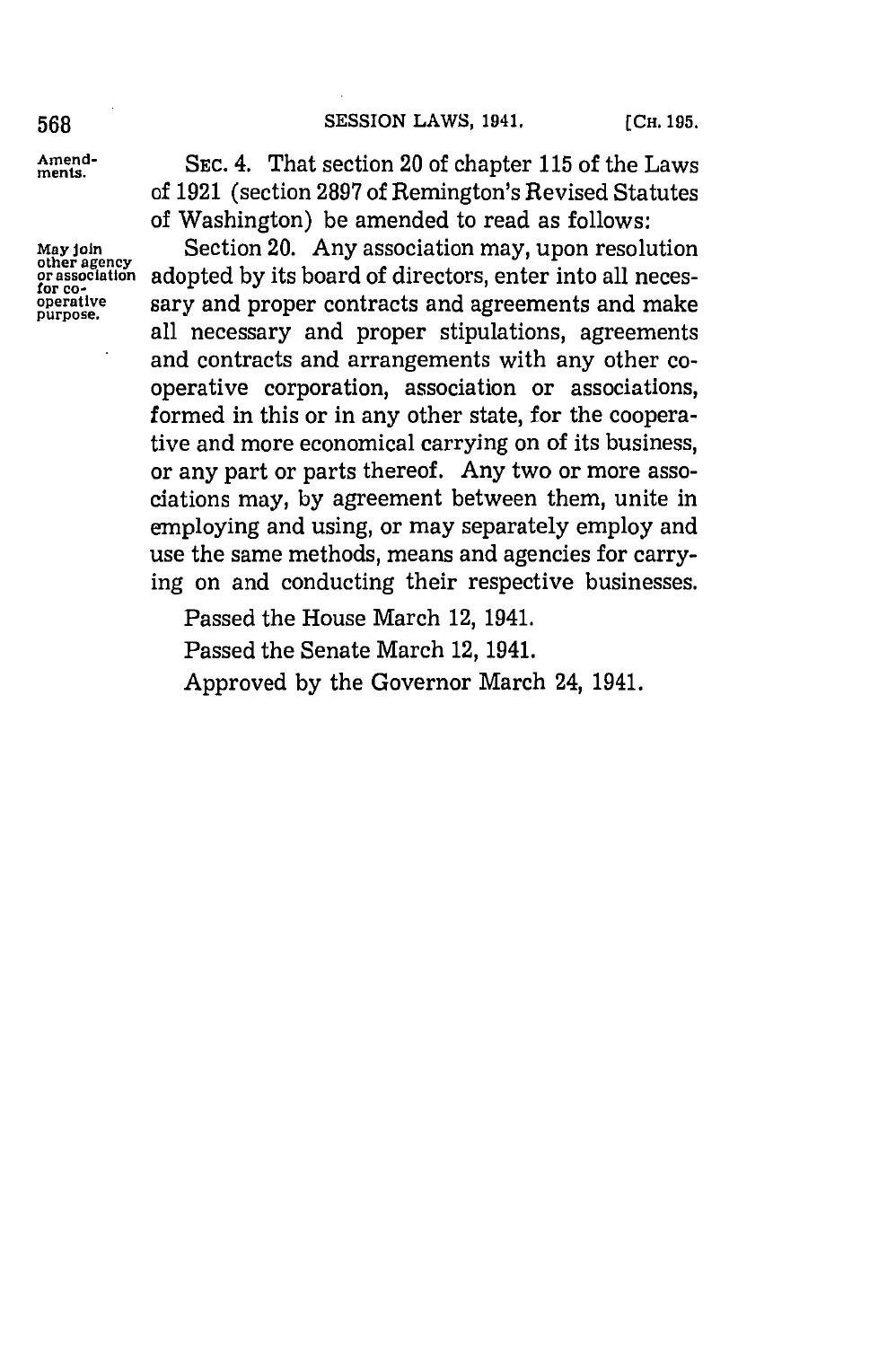**Amendments.**

SEC. 4. That section 20 of chapter 115 of the Laws of 1921 (section 2897 of Remington's Revised Statutes of Washington) be amended to read as follows:

**May join other agency or association for co-operative purpose.**

Section 20. Any association may, upon resolution adopted by its board of directors, enter into all necessary and proper contracts and agreements and make all necessary and proper stipulations, agreements and contracts and arrangements with any other cooperative corporation, association or associations, formed in this or in any other state, for the cooperative and more economical carrying on of its business, or any part or parts thereof. Any two or more associations may, by agreement between them, unite in employing and using, or may separately employ and use the same methods, means and agencies for carrying on and conducting their respective businesses.

Passed the House March 12, 1941.

Passed the Senate March 12, 1941.

Approved by the Governor March 24, 1941.